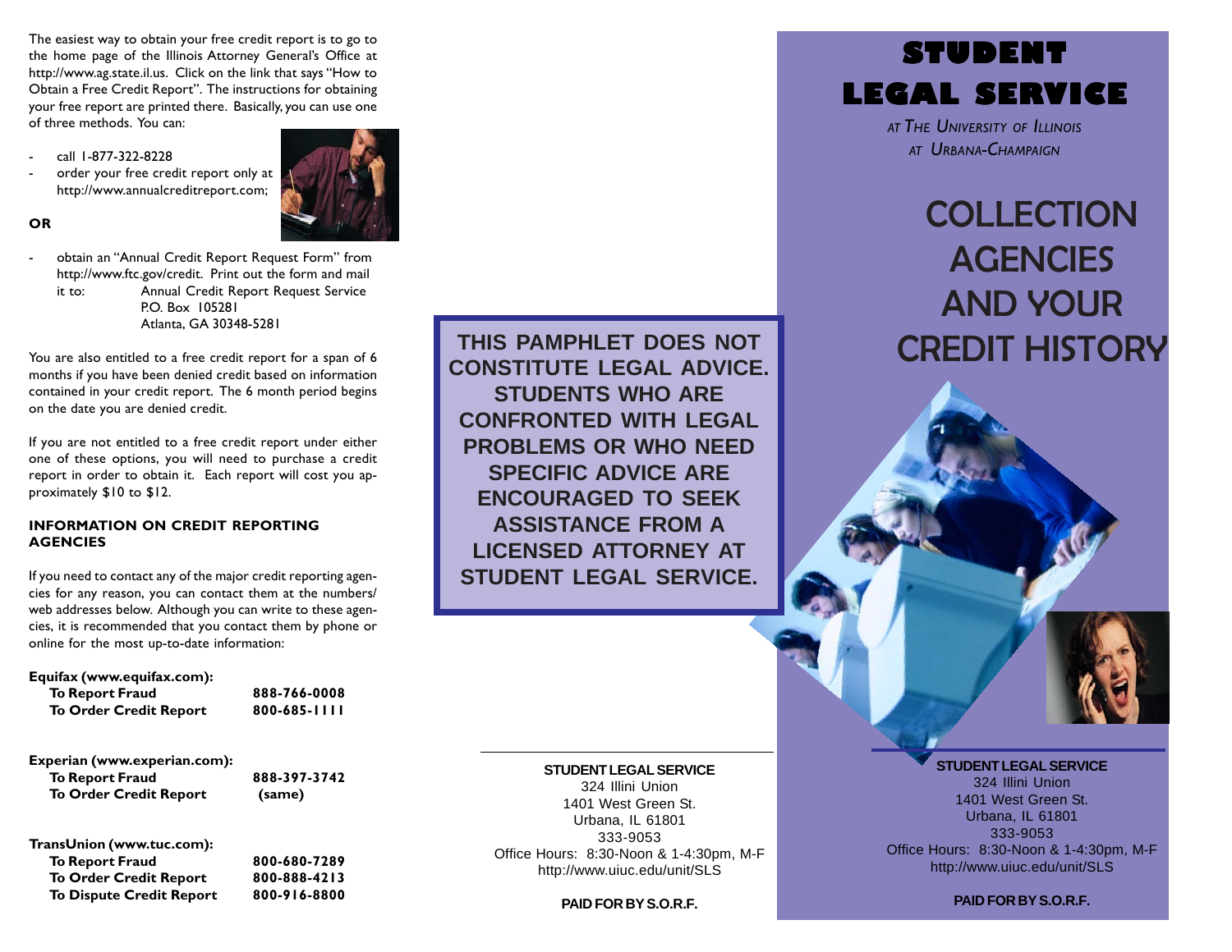The easiest way to obtain your free credit report is to go to the home page of the Illinois Attorney General's Office at http://www.ag.state.il.us. Click on the link that says "How to Obtain a Free Credit Report". The instructions for obtaining your free report are printed there. Basically, you can use one of three methods. You can:

- call 1-877-322-8228
- order your free credit report only at http://www.annualcreditreport.com;

**OR**

- obtain an "Annual Credit Report Request Form" from http://www.ftc.gov/credit. Print out the form and mail it to: Annual Credit Report Request Service
  P.O. Box 105281
  Atlanta, GA 30348-5281

You are also entitled to a free credit report for a span of 6 months if you have been denied credit based on information contained in your credit report. The 6 month period begins on the date you are denied credit.

If you are not entitled to a free credit report under either one of these options, you will need to purchase a credit report in order to obtain it. Each report will cost you approximately $10 to $12.

## INFORMATION ON CREDIT REPORTING AGENCIES

If you need to contact any of the major credit reporting agencies for any reason, you can contact them at the numbers/web addresses below. Although you can write to these agencies, it is recommended that you contact them by phone or online for the most up-to-date information:

**Equifax (www.equifax.com):**

| | |
|---|---|
| **To Report Fraud** | **888-766-0008** |
| **To Order Credit Report** | **800-685-1111** |

**Experian (www.experian.com):**

| | |
|---|---|
| **To Report Fraud** | **888-397-3742** |
| **To Order Credit Report** | **(same)** |

**TransUnion (www.tuc.com):**

| | |
|---|---|
| **To Report Fraud** | **800-680-7289** |
| **To Order Credit Report** | **800-888-4213** |
| **To Dispute Credit Report** | **800-916-8800** |

**THIS PAMPHLET DOES NOT CONSTITUTE LEGAL ADVICE. STUDENTS WHO ARE CONFRONTED WITH LEGAL PROBLEMS OR WHO NEED SPECIFIC ADVICE ARE ENCOURAGED TO SEEK ASSISTANCE FROM A LICENSED ATTORNEY AT STUDENT LEGAL SERVICE.**

**STUDENT LEGAL SERVICE**
324 Illini Union
1401 West Green St.
Urbana, IL 61801
333-9053
Office Hours: 8:30-Noon & 1-4:30pm, M-F
http://www.uiuc.edu/unit/SLS

**PAID FOR BY S.O.R.F.**

# STUDENT LEGAL SERVICE

*AT THE UNIVERSITY OF ILLINOIS AT URBANA-CHAMPAIGN*

# COLLECTION AGENCIES AND YOUR CREDIT HISTORY

**STUDENT LEGAL SERVICE**
324 Illini Union
1401 West Green St.
Urbana, IL 61801
333-9053
Office Hours: 8:30-Noon & 1-4:30pm, M-F
http://www.uiuc.edu/unit/SLS

**PAID FOR BY S.O.R.F.**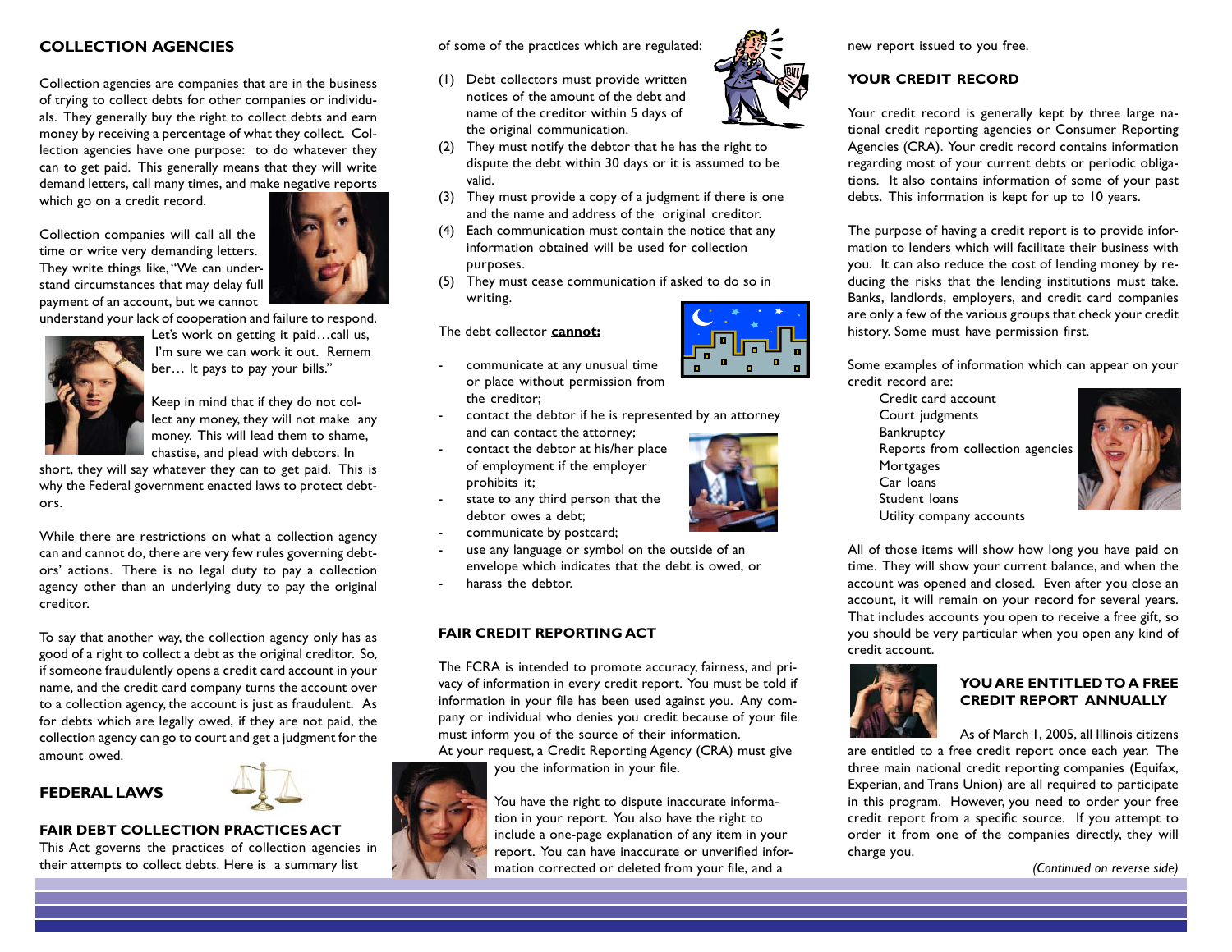## COLLECTION AGENCIES

Collection agencies are companies that are in the business of trying to collect debts for other companies or individuals. They generally buy the right to collect debts and earn money by receiving a percentage of what they collect. Collection agencies have one purpose: to do whatever they can to get paid. This generally means that they will write demand letters, call many times, and make negative reports which go on a credit record.

Collection companies will call all the time or write very demanding letters. They write things like, "We can understand circumstances that may delay full payment of an account, but we cannot understand your lack of cooperation and failure to respond. Let's work on getting it paid…call us, I'm sure we can work it out. Remember… It pays to pay your bills."

Keep in mind that if they do not collect any money, they will not make any money. This will lead them to shame, chastise, and plead with debtors. In short, they will say whatever they can to get paid. This is why the Federal government enacted laws to protect debtors.

While there are restrictions on what a collection agency can and cannot do, there are very few rules governing debtors' actions. There is no legal duty to pay a collection agency other than an underlying duty to pay the original creditor.

To say that another way, the collection agency only has as good of a right to collect a debt as the original creditor. So, if someone fraudulently opens a credit card account in your name, and the credit card company turns the account over to a collection agency, the account is just as fraudulent. As for debts which are legally owed, if they are not paid, the collection agency can go to court and get a judgment for the amount owed.

## FEDERAL LAWS

### FAIR DEBT COLLECTION PRACTICES ACT

This Act governs the practices of collection agencies in their attempts to collect debts. Here is a summary list of some of the practices which are regulated:

(1) Debt collectors must provide written notices of the amount of the debt and name of the creditor within 5 days of the original communication.
(2) They must notify the debtor that he has the right to dispute the debt within 30 days or it is assumed to be valid.
(3) They must provide a copy of a judgment if there is one and the name and address of the original creditor.
(4) Each communication must contain the notice that any information obtained will be used for collection purposes.
(5) They must cease communication if asked to do so in writing.

The debt collector **cannot:**

- communicate at any unusual time or place without permission from the creditor;
- contact the debtor if he is represented by an attorney and can contact the attorney;
- contact the debtor at his/her place of employment if the employer prohibits it;
- state to any third person that the debtor owes a debt;
- communicate by postcard;
- use any language or symbol on the outside of an envelope which indicates that the debt is owed, or
- harass the debtor.

### FAIR CREDIT REPORTING ACT

The FCRA is intended to promote accuracy, fairness, and privacy of information in every credit report. You must be told if information in your file has been used against you. Any company or individual who denies you credit because of your file must inform you of the source of their information.

At your request, a Credit Reporting Agency (CRA) must give you the information in your file.

You have the right to dispute inaccurate information in your report. You also have the right to include a one-page explanation of any item in your report. You can have inaccurate or unverified information corrected or deleted from your file, and a new report issued to you free.

## YOUR CREDIT RECORD

Your credit record is generally kept by three large national credit reporting agencies or Consumer Reporting Agencies (CRA). Your credit record contains information regarding most of your current debts or periodic obligations. It also contains information of some of your past debts. This information is kept for up to 10 years.

The purpose of having a credit report is to provide information to lenders which will facilitate their business with you. It can also reduce the cost of lending money by reducing the risks that the lending institutions must take. Banks, landlords, employers, and credit card companies are only a few of the various groups that check your credit history. Some must have permission first.

Some examples of information which can appear on your credit record are:

- Credit card account
- Court judgments
- Bankruptcy
- Reports from collection agencies
- Mortgages
- Car loans
- Student loans
- Utility company accounts

All of those items will show how long you have paid on time. They will show your current balance, and when the account was opened and closed. Even after you close an account, it will remain on your record for several years. That includes accounts you open to receive a free gift, so you should be very particular when you open any kind of credit account.

### YOU ARE ENTITLED TO A FREE CREDIT REPORT ANNUALLY

As of March 1, 2005, all Illinois citizens are entitled to a free credit report once each year. The three main national credit reporting companies (Equifax, Experian, and Trans Union) are all required to participate in this program. However, you need to order your free credit report from a specific source. If you attempt to order it from one of the companies directly, they will charge you.

*(Continued on reverse side)*